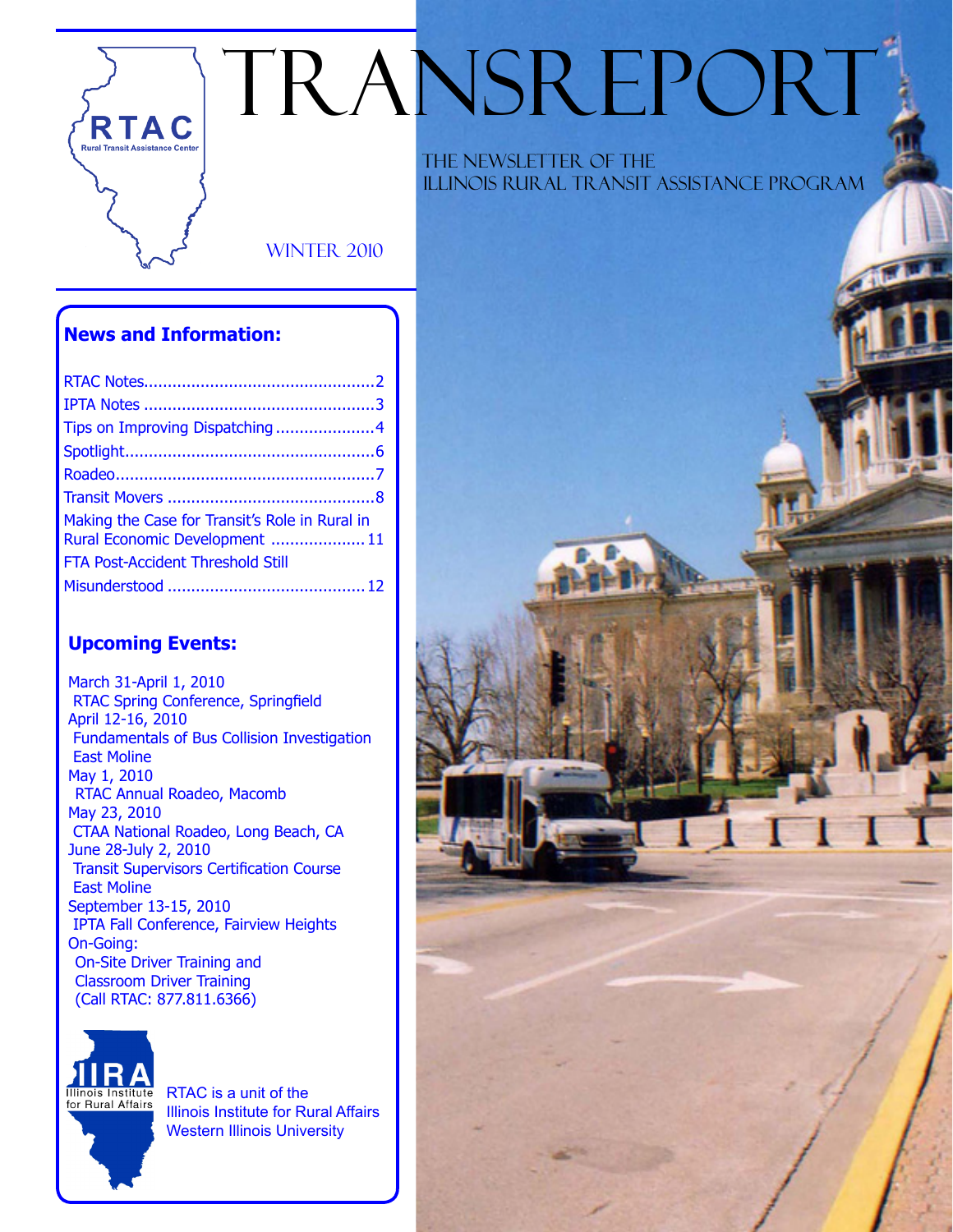# TRANSREPORT

THE NEWSLETTER OF THE ILLINOIS RURAL TRANSIT ASSISTANCE PROGRAM

RTAC
Rural Transit Assistance Center

WINTER 2010

## News and Information:

- RTAC Notes....2
- IPTA Notes....3
- Tips on Improving Dispatching....4
- Spotlight....6
- Roadeo....7
- Transit Movers....8
- Making the Case for Transit's Role in Rural in Rural Economic Development....11
- FTA Post-Accident Threshold Still Misunderstood....12

## Upcoming Events:

March 31-April 1, 2010
RTAC Spring Conference, Springfield

April 12-16, 2010
Fundamentals of Bus Collision Investigation
East Moline

May 1, 2010
RTAC Annual Roadeo, Macomb

May 23, 2010
CTAA National Roadeo, Long Beach, CA

June 28-July 2, 2010
Transit Supervisors Certification Course
East Moline

September 13-15, 2010
IPTA Fall Conference, Fairview Heights

On-Going:
On-Site Driver Training and
Classroom Driver Training
(Call RTAC: 877.811.6366)

IIRA
Illinois Institute for Rural Affairs

RTAC is a unit of the Illinois Institute for Rural Affairs Western Illinois University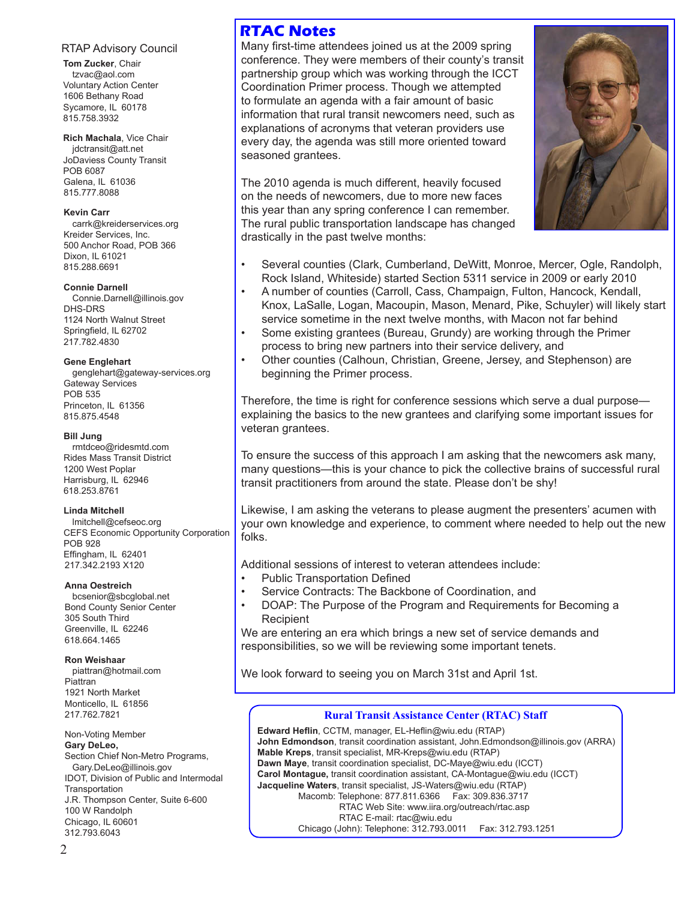## RTAP Advisory Council

**Tom Zucker**, Chair
tzvac@aol.com
Voluntary Action Center
1606 Bethany Road
Sycamore, IL 60178
815.758.3932

**Rich Machala**, Vice Chair
jdctransit@att.net
JoDaviess County Transit
POB 6087
Galena, IL 61036
815.777.8088

**Kevin Carr**
carrk@kreiderservices.org
Kreider Services, Inc.
500 Anchor Road, POB 366
Dixon, IL 61021
815.288.6691

**Connie Darnell**
Connie.Darnell@illinois.gov
DHS-DRS
1124 North Walnut Street
Springfield, IL 62702
217.782.4830

**Gene Englehart**
genglehart@gateway-services.org
Gateway Services
POB 535
Princeton, IL 61356
815.875.4548

**Bill Jung**
rmtdceo@ridesmtd.com
Rides Mass Transit District
1200 West Poplar
Harrisburg, IL 62946
618.253.8761

**Linda Mitchell**
lmitchell@cefseoc.org
CEFS Economic Opportunity Corporation
POB 928
Effingham, IL 62401
217.342.2193 X120

**Anna Oestreich**
bcsenior@sbcglobal.net
Bond County Senior Center
305 South Third
Greenville, IL 62246
618.664.1465

**Ron Weishaar**
piattran@hotmail.com
Piattran
1921 North Market
Monticello, IL 61856
217.762.7821

Non-Voting Member
**Gary DeLeo,**
Section Chief Non-Metro Programs,
Gary.DeLeo@illinois.gov
IDOT, Division of Public and Intermodal Transportation
J.R. Thompson Center, Suite 6-600
100 W Randolph
Chicago, IL 60601
312.793.6043

## RTAC Notes

Many first-time attendees joined us at the 2009 spring conference. They were members of their county's transit partnership group which was working through the ICCT Coordination Primer process. Though we attempted to formulate an agenda with a fair amount of basic information that rural transit newcomers need, such as explanations of acronyms that veteran providers use every day, the agenda was still more oriented toward seasoned grantees.

The 2010 agenda is much different, heavily focused on the needs of newcomers, due to more new faces this year than any spring conference I can remember. The rural public transportation landscape has changed drastically in the past twelve months:

- Several counties (Clark, Cumberland, DeWitt, Monroe, Mercer, Ogle, Randolph, Rock Island, Whiteside) started Section 5311 service in 2009 or early 2010
- A number of counties (Carroll, Cass, Champaign, Fulton, Hancock, Kendall, Knox, LaSalle, Logan, Macoupin, Mason, Menard, Pike, Schuyler) will likely start service sometime in the next twelve months, with Macon not far behind
- Some existing grantees (Bureau, Grundy) are working through the Primer process to bring new partners into their service delivery, and
- Other counties (Calhoun, Christian, Greene, Jersey, and Stephenson) are beginning the Primer process.

Therefore, the time is right for conference sessions which serve a dual purpose—explaining the basics to the new grantees and clarifying some important issues for veteran grantees.

To ensure the success of this approach I am asking that the newcomers ask many, many questions—this is your chance to pick the collective brains of successful rural transit practitioners from around the state. Please don't be shy!

Likewise, I am asking the veterans to please augment the presenters' acumen with your own knowledge and experience, to comment where needed to help out the new folks.

Additional sessions of interest to veteran attendees include:

- Public Transportation Defined
- Service Contracts: The Backbone of Coordination, and
- DOAP: The Purpose of the Program and Requirements for Becoming a Recipient

We are entering an era which brings a new set of service demands and responsibilities, so we will be reviewing some important tenets.

We look forward to seeing you on March 31st and April 1st.

### Rural Transit Assistance Center (RTAC) Staff

**Edward Heflin**, CCTM, manager, EL-Heflin@wiu.edu (RTAP)
**John Edmondson**, transit coordination assistant, John.Edmondson@illinois.gov (ARRA)
**Mable Kreps**, transit specialist, MR-Kreps@wiu.edu (RTAP)
**Dawn Maye**, transit coordination specialist, DC-Maye@wiu.edu (ICCT)
**Carol Montague,** transit coordination assistant, CA-Montague@wiu.edu (ICCT)
**Jacqueline Waters**, transit specialist, JS-Waters@wiu.edu (RTAP)

Macomb: Telephone: 877.811.6366 Fax: 309.836.3717
RTAC Web Site: www.iira.org/outreach/rtac.asp
RTAC E-mail: rtac@wiu.edu
Chicago (John): Telephone: 312.793.0011 Fax: 312.793.1251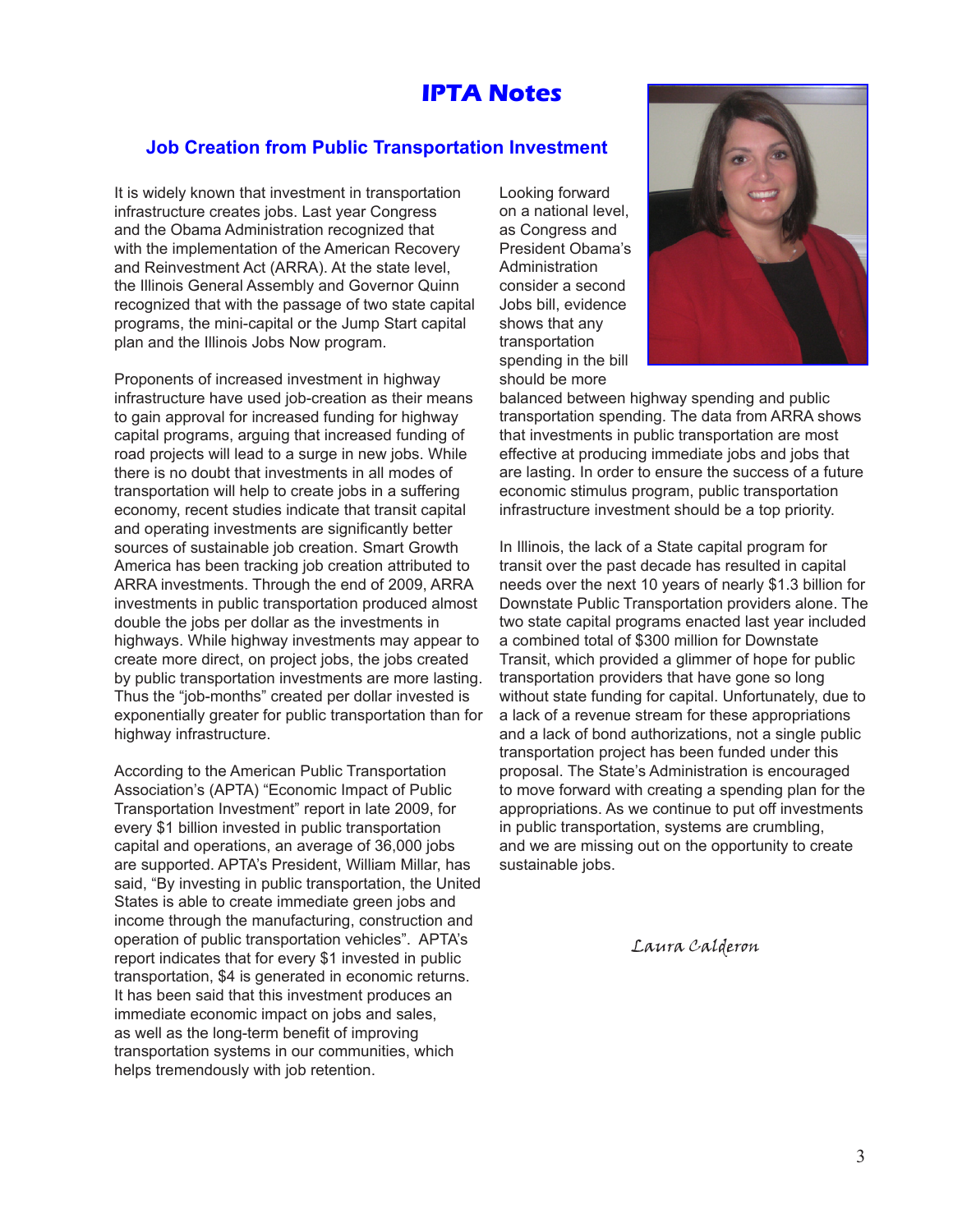# IPTA Notes

## Job Creation from Public Transportation Investment

It is widely known that investment in transportation infrastructure creates jobs. Last year Congress and the Obama Administration recognized that with the implementation of the American Recovery and Reinvestment Act (ARRA). At the state level, the Illinois General Assembly and Governor Quinn recognized that with the passage of two state capital programs, the mini-capital or the Jump Start capital plan and the Illinois Jobs Now program.

Proponents of increased investment in highway infrastructure have used job-creation as their means to gain approval for increased funding for highway capital programs, arguing that increased funding of road projects will lead to a surge in new jobs. While there is no doubt that investments in all modes of transportation will help to create jobs in a suffering economy, recent studies indicate that transit capital and operating investments are significantly better sources of sustainable job creation. Smart Growth America has been tracking job creation attributed to ARRA investments. Through the end of 2009, ARRA investments in public transportation produced almost double the jobs per dollar as the investments in highways. While highway investments may appear to create more direct, on project jobs, the jobs created by public transportation investments are more lasting. Thus the "job-months" created per dollar invested is exponentially greater for public transportation than for highway infrastructure.

According to the American Public Transportation Association's (APTA) "Economic Impact of Public Transportation Investment" report in late 2009, for every $1 billion invested in public transportation capital and operations, an average of 36,000 jobs are supported. APTA's President, William Millar, has said, "By investing in public transportation, the United States is able to create immediate green jobs and income through the manufacturing, construction and operation of public transportation vehicles". APTA's report indicates that for every $1 invested in public transportation, $4 is generated in economic returns. It has been said that this investment produces an immediate economic impact on jobs and sales, as well as the long-term benefit of improving transportation systems in our communities, which helps tremendously with job retention.

Looking forward on a national level, as Congress and President Obama's Administration consider a second Jobs bill, evidence shows that any transportation spending in the bill should be more balanced between highway spending and public transportation spending. The data from ARRA shows that investments in public transportation are most effective at producing immediate jobs and jobs that are lasting. In order to ensure the success of a future economic stimulus program, public transportation infrastructure investment should be a top priority.

In Illinois, the lack of a State capital program for transit over the past decade has resulted in capital needs over the next 10 years of nearly $1.3 billion for Downstate Public Transportation providers alone. The two state capital programs enacted last year included a combined total of $300 million for Downstate Transit, which provided a glimmer of hope for public transportation providers that have gone so long without state funding for capital. Unfortunately, due to a lack of a revenue stream for these appropriations and a lack of bond authorizations, not a single public transportation project has been funded under this proposal. The State's Administration is encouraged to move forward with creating a spending plan for the appropriations. As we continue to put off investments in public transportation, systems are crumbling, and we are missing out on the opportunity to create sustainable jobs.

*Laura Calderon*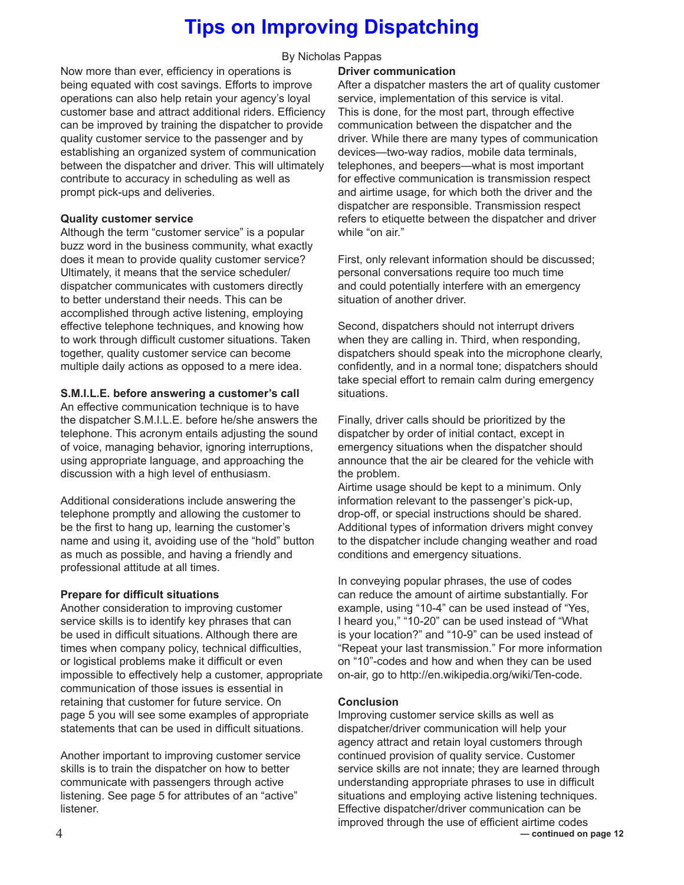# Tips on Improving Dispatching

By Nicholas Pappas

Now more than ever, efficiency in operations is being equated with cost savings. Efforts to improve operations can also help retain your agency's loyal customer base and attract additional riders. Efficiency can be improved by training the dispatcher to provide quality customer service to the passenger and by establishing an organized system of communication between the dispatcher and driver. This will ultimately contribute to accuracy in scheduling as well as prompt pick-ups and deliveries.

**Quality customer service**

Although the term "customer service" is a popular buzz word in the business community, what exactly does it mean to provide quality customer service? Ultimately, it means that the service scheduler/dispatcher communicates with customers directly to better understand their needs. This can be accomplished through active listening, employing effective telephone techniques, and knowing how to work through difficult customer situations. Taken together, quality customer service can become multiple daily actions as opposed to a mere idea.

**S.M.I.L.E. before answering a customer's call**

An effective communication technique is to have the dispatcher S.M.I.L.E. before he/she answers the telephone. This acronym entails adjusting the sound of voice, managing behavior, ignoring interruptions, using appropriate language, and approaching the discussion with a high level of enthusiasm.

Additional considerations include answering the telephone promptly and allowing the customer to be the first to hang up, learning the customer's name and using it, avoiding use of the "hold" button as much as possible, and having a friendly and professional attitude at all times.

**Prepare for difficult situations**

Another consideration to improving customer service skills is to identify key phrases that can be used in difficult situations. Although there are times when company policy, technical difficulties, or logistical problems make it difficult or even impossible to effectively help a customer, appropriate communication of those issues is essential in retaining that customer for future service. On page 5 you will see some examples of appropriate statements that can be used in difficult situations.

Another important to improving customer service skills is to train the dispatcher on how to better communicate with passengers through active listening. See page 5 for attributes of an "active" listener.

**Driver communication**

After a dispatcher masters the art of quality customer service, implementation of this service is vital. This is done, for the most part, through effective communication between the dispatcher and the driver. While there are many types of communication devices—two-way radios, mobile data terminals, telephones, and beepers—what is most important for effective communication is transmission respect and airtime usage, for which both the driver and the dispatcher are responsible. Transmission respect refers to etiquette between the dispatcher and driver while "on air."

First, only relevant information should be discussed; personal conversations require too much time and could potentially interfere with an emergency situation of another driver.

Second, dispatchers should not interrupt drivers when they are calling in. Third, when responding, dispatchers should speak into the microphone clearly, confidently, and in a normal tone; dispatchers should take special effort to remain calm during emergency situations.

Finally, driver calls should be prioritized by the dispatcher by order of initial contact, except in emergency situations when the dispatcher should announce that the air be cleared for the vehicle with the problem.

Airtime usage should be kept to a minimum. Only information relevant to the passenger's pick-up, drop-off, or special instructions should be shared. Additional types of information drivers might convey to the dispatcher include changing weather and road conditions and emergency situations.

In conveying popular phrases, the use of codes can reduce the amount of airtime substantially. For example, using "10-4" can be used instead of "Yes, I heard you," "10-20" can be used instead of "What is your location?" and "10-9" can be used instead of "Repeat your last transmission." For more information on "10"-codes and how and when they can be used on-air, go to http://en.wikipedia.org/wiki/Ten-code.

**Conclusion**

Improving customer service skills as well as dispatcher/driver communication will help your agency attract and retain loyal customers through continued provision of quality service. Customer service skills are not innate; they are learned through understanding appropriate phrases to use in difficult situations and employing active listening techniques. Effective dispatcher/driver communication can be improved through the use of efficient airtime codes

**— continued on page 12**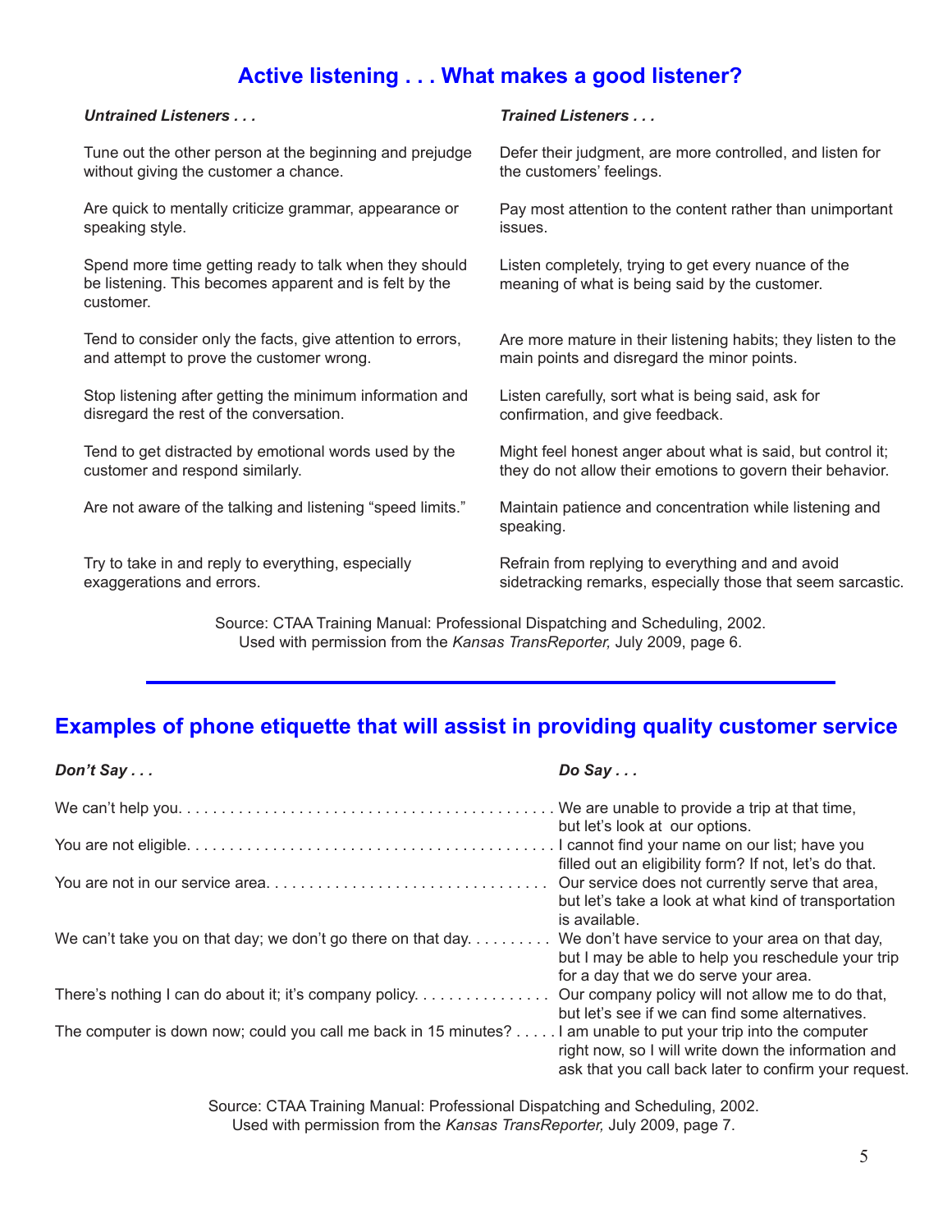## Active listening . . . What makes a good listener?

| *Untrained Listeners . . .* | *Trained Listeners . . .* |
|---|---|
| Tune out the other person at the beginning and prejudge without giving the customer a chance. | Defer their judgment, are more controlled, and listen for the customers' feelings. |
| Are quick to mentally criticize grammar, appearance or speaking style. | Pay most attention to the content rather than unimportant issues. |
| Spend more time getting ready to talk when they should be listening. This becomes apparent and is felt by the customer. | Listen completely, trying to get every nuance of the meaning of what is being said by the customer. |
| Tend to consider only the facts, give attention to errors, and attempt to prove the customer wrong. | Are more mature in their listening habits; they listen to the main points and disregard the minor points. |
| Stop listening after getting the minimum information and disregard the rest of the conversation. | Listen carefully, sort what is being said, ask for confirmation, and give feedback. |
| Tend to get distracted by emotional words used by the customer and respond similarly. | Might feel honest anger about what is said, but control it; they do not allow their emotions to govern their behavior. |
| Are not aware of the talking and listening "speed limits." | Maintain patience and concentration while listening and speaking. |
| Try to take in and reply to everything, especially exaggerations and errors. | Refrain from replying to everything and and avoid sidetracking remarks, especially those that seem sarcastic. |

Source: CTAA Training Manual: Professional Dispatching and Scheduling, 2002.
Used with permission from the *Kansas TransReporter,* July 2009, page 6.

---

## Examples of phone etiquette that will assist in providing quality customer service

| *Don't Say . . .* | *Do Say . . .* |
|---|---|
| We can't help you. | We are unable to provide a trip at that time, but let's look at our options. |
| You are not eligible. | I cannot find your name on our list; have you filled out an eligibility form? If not, let's do that. |
| You are not in our service area. | Our service does not currently serve that area, but let's take a look at what kind of transportation is available. |
| We can't take you on that day; we don't go there on that day. | We don't have service to your area on that day, but I may be able to help you reschedule your trip for a day that we do serve your area. |
| There's nothing I can do about it; it's company policy. | Our company policy will not allow me to do that, but let's see if we can find some alternatives. |
| The computer is down now; could you call me back in 15 minutes? | I am unable to put your trip into the computer right now, so I will write down the information and ask that you call back later to confirm your request. |

Source: CTAA Training Manual: Professional Dispatching and Scheduling, 2002.
Used with permission from the *Kansas TransReporter,* July 2009, page 7.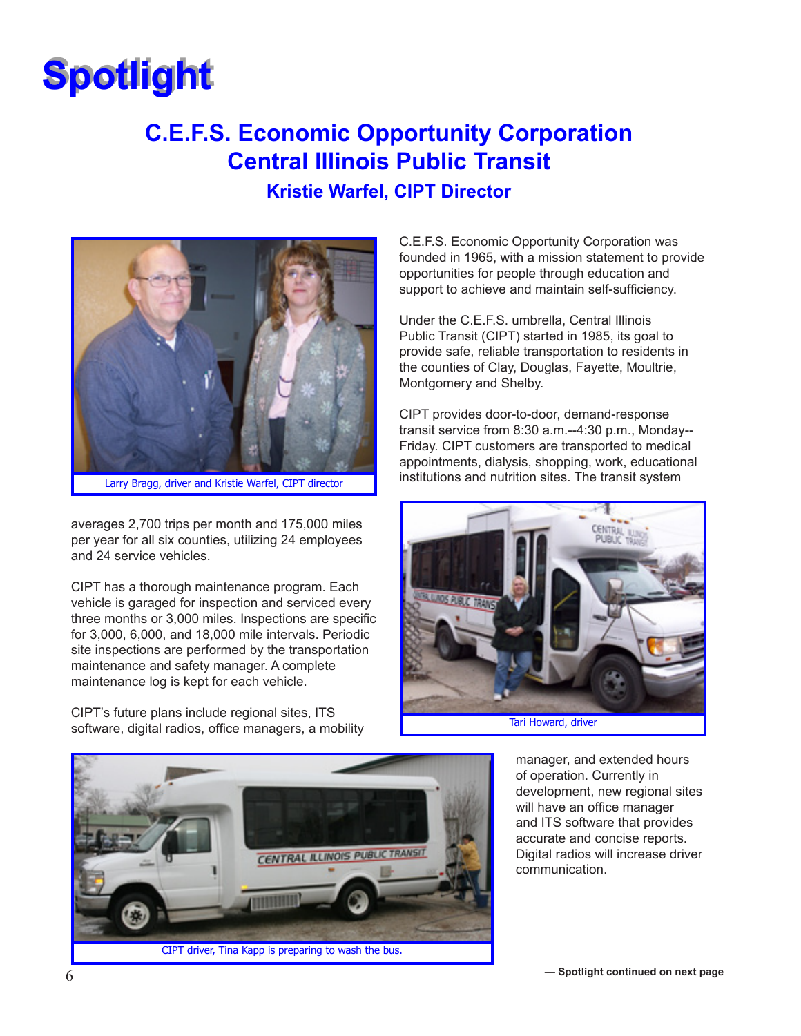# Spotlight

## C.E.F.S. Economic Opportunity Corporation
## Central Illinois Public Transit

### Kristie Warfel, CIPT Director

Larry Bragg, driver and Kristie Warfel, CIPT director

C.E.F.S. Economic Opportunity Corporation was founded in 1965, with a mission statement to provide opportunities for people through education and support to achieve and maintain self-sufficiency.

Under the C.E.F.S. umbrella, Central Illinois Public Transit (CIPT) started in 1985, its goal to provide safe, reliable transportation to residents in the counties of Clay, Douglas, Fayette, Moultrie, Montgomery and Shelby.

CIPT provides door-to-door, demand-response transit service from 8:30 a.m.--4:30 p.m., Monday--Friday. CIPT customers are transported to medical appointments, dialysis, shopping, work, educational institutions and nutrition sites. The transit system averages 2,700 trips per month and 175,000 miles per year for all six counties, utilizing 24 employees and 24 service vehicles.

Tari Howard, driver

CIPT has a thorough maintenance program. Each vehicle is garaged for inspection and serviced every three months or 3,000 miles. Inspections are specific for 3,000, 6,000, and 18,000 mile intervals. Periodic site inspections are performed by the transportation maintenance and safety manager. A complete maintenance log is kept for each vehicle.

CIPT's future plans include regional sites, ITS software, digital radios, office managers, a mobility manager, and extended hours of operation. Currently in development, new regional sites will have an office manager and ITS software that provides accurate and concise reports. Digital radios will increase driver communication.

CIPT driver, Tina Kapp is preparing to wash the bus.

**— Spotlight continued on next page**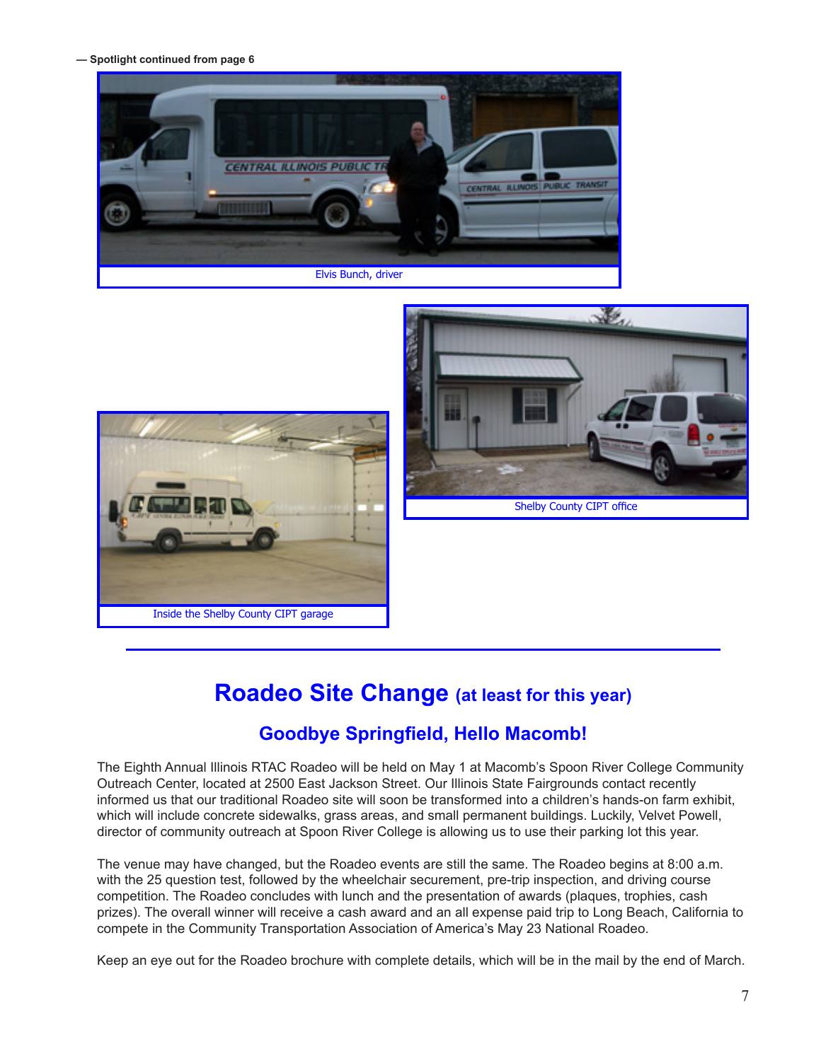— Spotlight continued from page 6

Elvis Bunch, driver

Shelby County CIPT office

Inside the Shelby County CIPT garage

# Roadeo Site Change (at least for this year)

## Goodbye Springfield, Hello Macomb!

The Eighth Annual Illinois RTAC Roadeo will be held on May 1 at Macomb's Spoon River College Community Outreach Center, located at 2500 East Jackson Street. Our Illinois State Fairgrounds contact recently informed us that our traditional Roadeo site will soon be transformed into a children's hands-on farm exhibit, which will include concrete sidewalks, grass areas, and small permanent buildings. Luckily, Velvet Powell, director of community outreach at Spoon River College is allowing us to use their parking lot this year.

The venue may have changed, but the Roadeo events are still the same. The Roadeo begins at 8:00 a.m. with the 25 question test, followed by the wheelchair securement, pre-trip inspection, and driving course competition. The Roadeo concludes with lunch and the presentation of awards (plaques, trophies, cash prizes). The overall winner will receive a cash award and an all expense paid trip to Long Beach, California to compete in the Community Transportation Association of America's May 23 National Roadeo.

Keep an eye out for the Roadeo brochure with complete details, which will be in the mail by the end of March.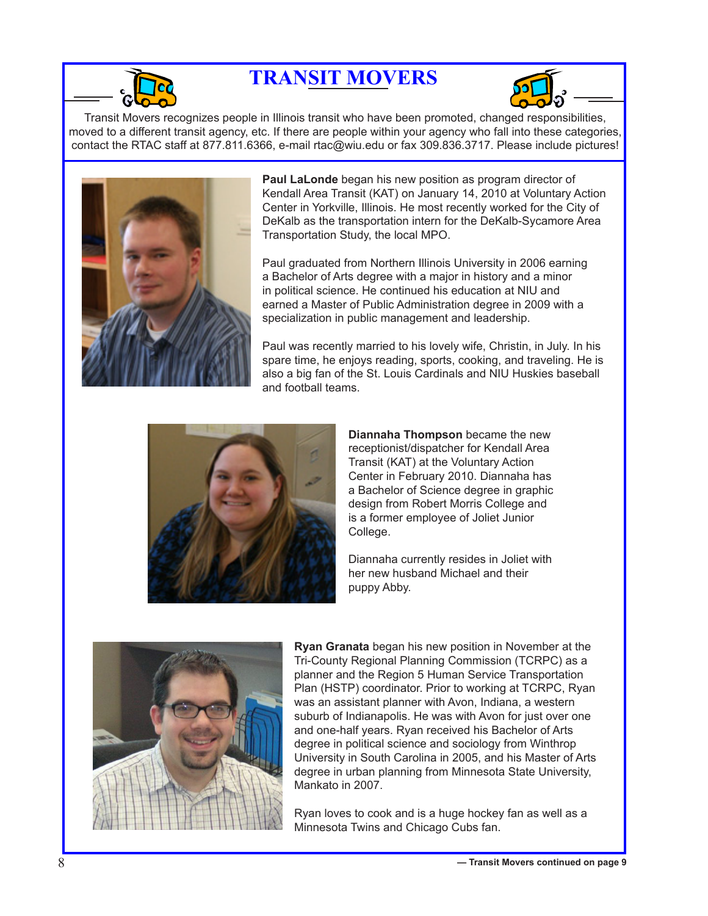# TRANSIT MOVERS

Transit Movers recognizes people in Illinois transit who have been promoted, changed responsibilities, moved to a different transit agency, etc. If there are people within your agency who fall into these categories, contact the RTAC staff at 877.811.6366, e-mail rtac@wiu.edu or fax 309.836.3717. Please include pictures!

**Paul LaLonde** began his new position as program director of Kendall Area Transit (KAT) on January 14, 2010 at Voluntary Action Center in Yorkville, Illinois. He most recently worked for the City of DeKalb as the transportation intern for the DeKalb-Sycamore Area Transportation Study, the local MPO.

Paul graduated from Northern Illinois University in 2006 earning a Bachelor of Arts degree with a major in history and a minor in political science. He continued his education at NIU and earned a Master of Public Administration degree in 2009 with a specialization in public management and leadership.

Paul was recently married to his lovely wife, Christin, in July. In his spare time, he enjoys reading, sports, cooking, and traveling. He is also a big fan of the St. Louis Cardinals and NIU Huskies baseball and football teams.

**Diannaha Thompson** became the new receptionist/dispatcher for Kendall Area Transit (KAT) at the Voluntary Action Center in February 2010. Diannaha has a Bachelor of Science degree in graphic design from Robert Morris College and is a former employee of Joliet Junior College.

Diannaha currently resides in Joliet with her new husband Michael and their puppy Abby.

**Ryan Granata** began his new position in November at the Tri-County Regional Planning Commission (TCRPC) as a planner and the Region 5 Human Service Transportation Plan (HSTP) coordinator. Prior to working at TCRPC, Ryan was an assistant planner with Avon, Indiana, a western suburb of Indianapolis. He was with Avon for just over one and one-half years. Ryan received his Bachelor of Arts degree in political science and sociology from Winthrop University in South Carolina in 2005, and his Master of Arts degree in urban planning from Minnesota State University, Mankato in 2007.

Ryan loves to cook and is a huge hockey fan as well as a Minnesota Twins and Chicago Cubs fan.

**— Transit Movers continued on page 9**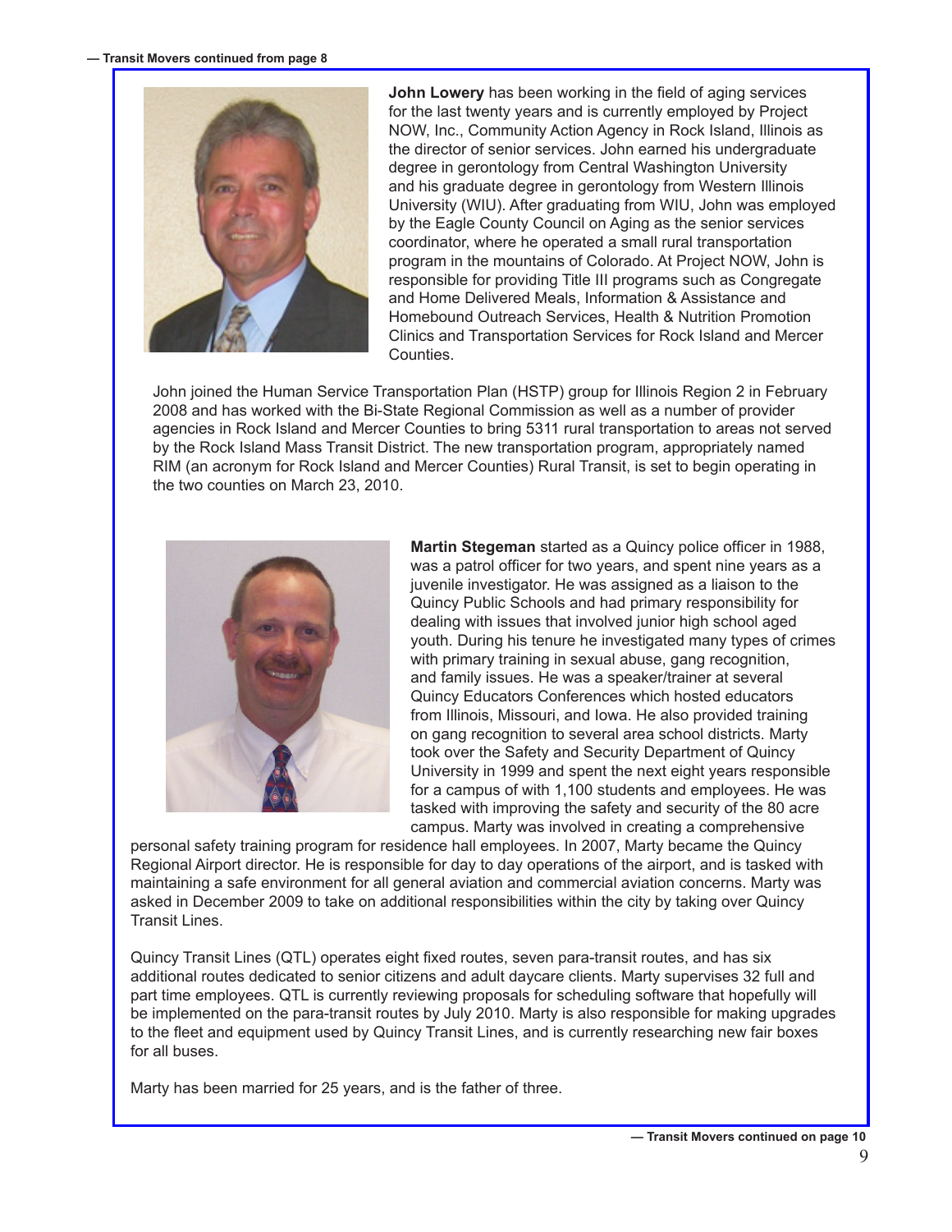— Transit Movers continued from page 8

**John Lowery** has been working in the field of aging services for the last twenty years and is currently employed by Project NOW, Inc., Community Action Agency in Rock Island, Illinois as the director of senior services. John earned his undergraduate degree in gerontology from Central Washington University and his graduate degree in gerontology from Western Illinois University (WIU). After graduating from WIU, John was employed by the Eagle County Council on Aging as the senior services coordinator, where he operated a small rural transportation program in the mountains of Colorado. At Project NOW, John is responsible for providing Title III programs such as Congregate and Home Delivered Meals, Information & Assistance and Homebound Outreach Services, Health & Nutrition Promotion Clinics and Transportation Services for Rock Island and Mercer Counties.

John joined the Human Service Transportation Plan (HSTP) group for Illinois Region 2 in February 2008 and has worked with the Bi-State Regional Commission as well as a number of provider agencies in Rock Island and Mercer Counties to bring 5311 rural transportation to areas not served by the Rock Island Mass Transit District. The new transportation program, appropriately named RIM (an acronym for Rock Island and Mercer Counties) Rural Transit, is set to begin operating in the two counties on March 23, 2010.

**Martin Stegeman** started as a Quincy police officer in 1988, was a patrol officer for two years, and spent nine years as a juvenile investigator. He was assigned as a liaison to the Quincy Public Schools and had primary responsibility for dealing with issues that involved junior high school aged youth. During his tenure he investigated many types of crimes with primary training in sexual abuse, gang recognition, and family issues. He was a speaker/trainer at several Quincy Educators Conferences which hosted educators from Illinois, Missouri, and Iowa. He also provided training on gang recognition to several area school districts. Marty took over the Safety and Security Department of Quincy University in 1999 and spent the next eight years responsible for a campus of with 1,100 students and employees. He was tasked with improving the safety and security of the 80 acre campus. Marty was involved in creating a comprehensive personal safety training program for residence hall employees. In 2007, Marty became the Quincy Regional Airport director. He is responsible for day to day operations of the airport, and is tasked with maintaining a safe environment for all general aviation and commercial aviation concerns. Marty was asked in December 2009 to take on additional responsibilities within the city by taking over Quincy Transit Lines.

Quincy Transit Lines (QTL) operates eight fixed routes, seven para-transit routes, and has six additional routes dedicated to senior citizens and adult daycare clients. Marty supervises 32 full and part time employees. QTL is currently reviewing proposals for scheduling software that hopefully will be implemented on the para-transit routes by July 2010. Marty is also responsible for making upgrades to the fleet and equipment used by Quincy Transit Lines, and is currently researching new fair boxes for all buses.

Marty has been married for 25 years, and is the father of three.

— Transit Movers continued on page 10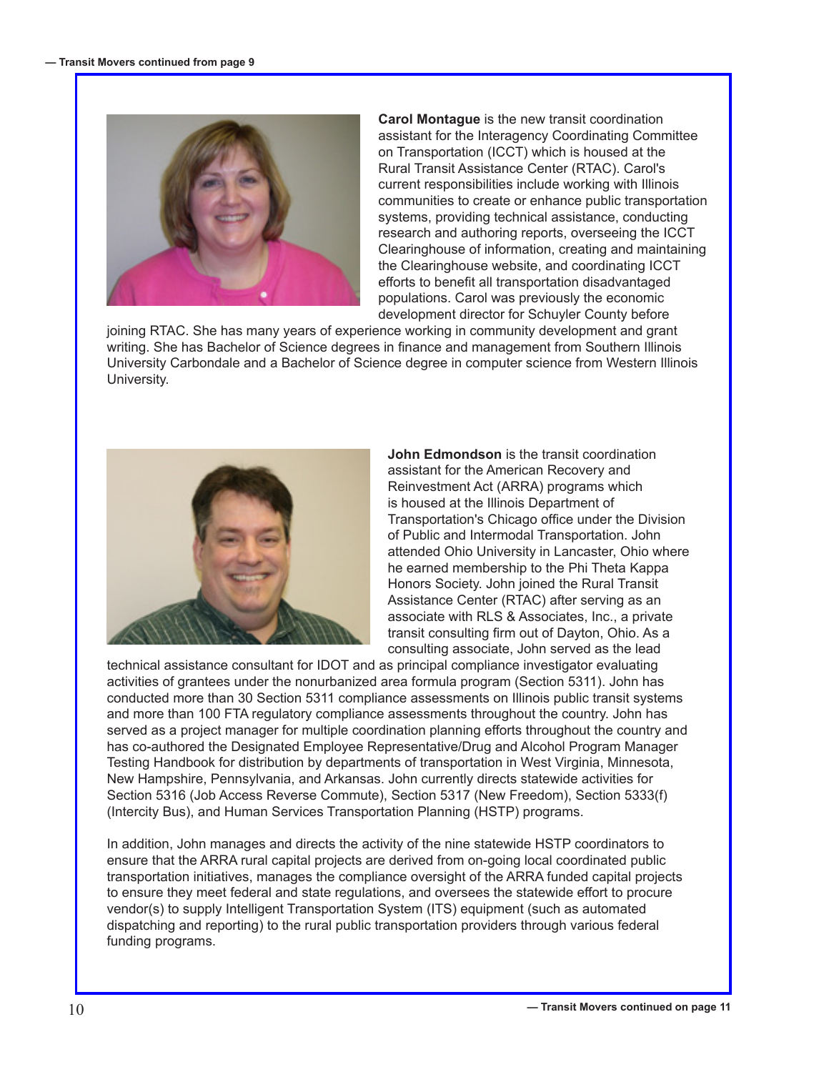— Transit Movers continued from page 9

**Carol Montague** is the new transit coordination assistant for the Interagency Coordinating Committee on Transportation (ICCT) which is housed at the Rural Transit Assistance Center (RTAC). Carol's current responsibilities include working with Illinois communities to create or enhance public transportation systems, providing technical assistance, conducting research and authoring reports, overseeing the ICCT Clearinghouse of information, creating and maintaining the Clearinghouse website, and coordinating ICCT efforts to benefit all transportation disadvantaged populations. Carol was previously the economic development director for Schuyler County before joining RTAC. She has many years of experience working in community development and grant writing. She has Bachelor of Science degrees in finance and management from Southern Illinois University Carbondale and a Bachelor of Science degree in computer science from Western Illinois University.

**John Edmondson** is the transit coordination assistant for the American Recovery and Reinvestment Act (ARRA) programs which is housed at the Illinois Department of Transportation's Chicago office under the Division of Public and Intermodal Transportation. John attended Ohio University in Lancaster, Ohio where he earned membership to the Phi Theta Kappa Honors Society. John joined the Rural Transit Assistance Center (RTAC) after serving as an associate with RLS & Associates, Inc., a private transit consulting firm out of Dayton, Ohio. As a consulting associate, John served as the lead technical assistance consultant for IDOT and as principal compliance investigator evaluating activities of grantees under the nonurbanized area formula program (Section 5311). John has conducted more than 30 Section 5311 compliance assessments on Illinois public transit systems and more than 100 FTA regulatory compliance assessments throughout the country. John has served as a project manager for multiple coordination planning efforts throughout the country and has co-authored the Designated Employee Representative/Drug and Alcohol Program Manager Testing Handbook for distribution by departments of transportation in West Virginia, Minnesota, New Hampshire, Pennsylvania, and Arkansas. John currently directs statewide activities for Section 5316 (Job Access Reverse Commute), Section 5317 (New Freedom), Section 5333(f) (Intercity Bus), and Human Services Transportation Planning (HSTP) programs.

In addition, John manages and directs the activity of the nine statewide HSTP coordinators to ensure that the ARRA rural capital projects are derived from on-going local coordinated public transportation initiatives, manages the compliance oversight of the ARRA funded capital projects to ensure they meet federal and state regulations, and oversees the statewide effort to procure vendor(s) to supply Intelligent Transportation System (ITS) equipment (such as automated dispatching and reporting) to the rural public transportation providers through various federal funding programs.

— Transit Movers continued on page 11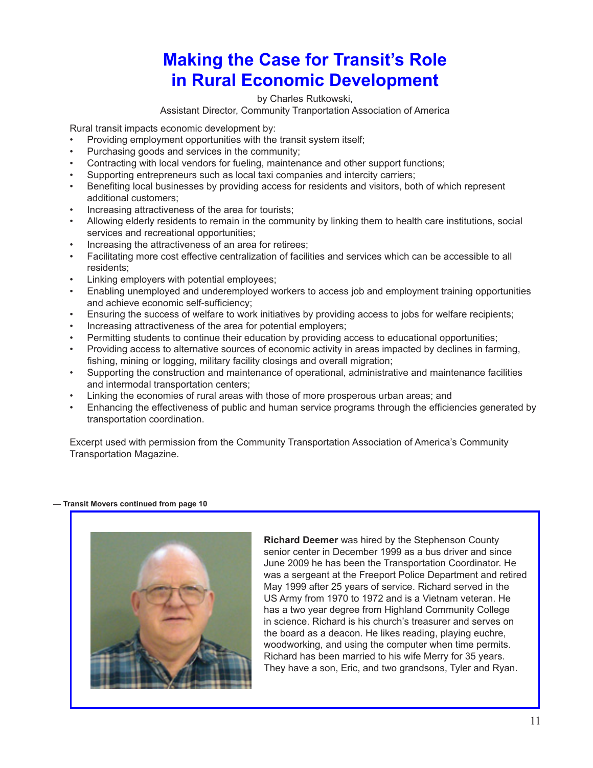# Making the Case for Transit's Role in Rural Economic Development

by Charles Rutkowski,
Assistant Director, Community Tranportation Association of America

Rural transit impacts economic development by:

- Providing employment opportunities with the transit system itself;
- Purchasing goods and services in the community;
- Contracting with local vendors for fueling, maintenance and other support functions;
- Supporting entrepreneurs such as local taxi companies and intercity carriers;
- Benefiting local businesses by providing access for residents and visitors, both of which represent additional customers;
- Increasing attractiveness of the area for tourists;
- Allowing elderly residents to remain in the community by linking them to health care institutions, social services and recreational opportunities;
- Increasing the attractiveness of an area for retirees;
- Facilitating more cost effective centralization of facilities and services which can be accessible to all residents;
- Linking employers with potential employees;
- Enabling unemployed and underemployed workers to access job and employment training opportunities and achieve economic self-sufficiency;
- Ensuring the success of welfare to work initiatives by providing access to jobs for welfare recipients;
- Increasing attractiveness of the area for potential employers;
- Permitting students to continue their education by providing access to educational opportunities;
- Providing access to alternative sources of economic activity in areas impacted by declines in farming, fishing, mining or logging, military facility closings and overall migration;
- Supporting the construction and maintenance of operational, administrative and maintenance facilities and intermodal transportation centers;
- Linking the economies of rural areas with those of more prosperous urban areas; and
- Enhancing the effectiveness of public and human service programs through the efficiencies generated by transportation coordination.

Excerpt used with permission from the Community Transportation Association of America's Community Transportation Magazine.

**— Transit Movers continued from page 10**

**Richard Deemer** was hired by the Stephenson County senior center in December 1999 as a bus driver and since June 2009 he has been the Transportation Coordinator. He was a sergeant at the Freeport Police Department and retired May 1999 after 25 years of service. Richard served in the US Army from 1970 to 1972 and is a Vietnam veteran. He has a two year degree from Highland Community College in science. Richard is his church's treasurer and serves on the board as a deacon. He likes reading, playing euchre, woodworking, and using the computer when time permits. Richard has been married to his wife Merry for 35 years. They have a son, Eric, and two grandsons, Tyler and Ryan.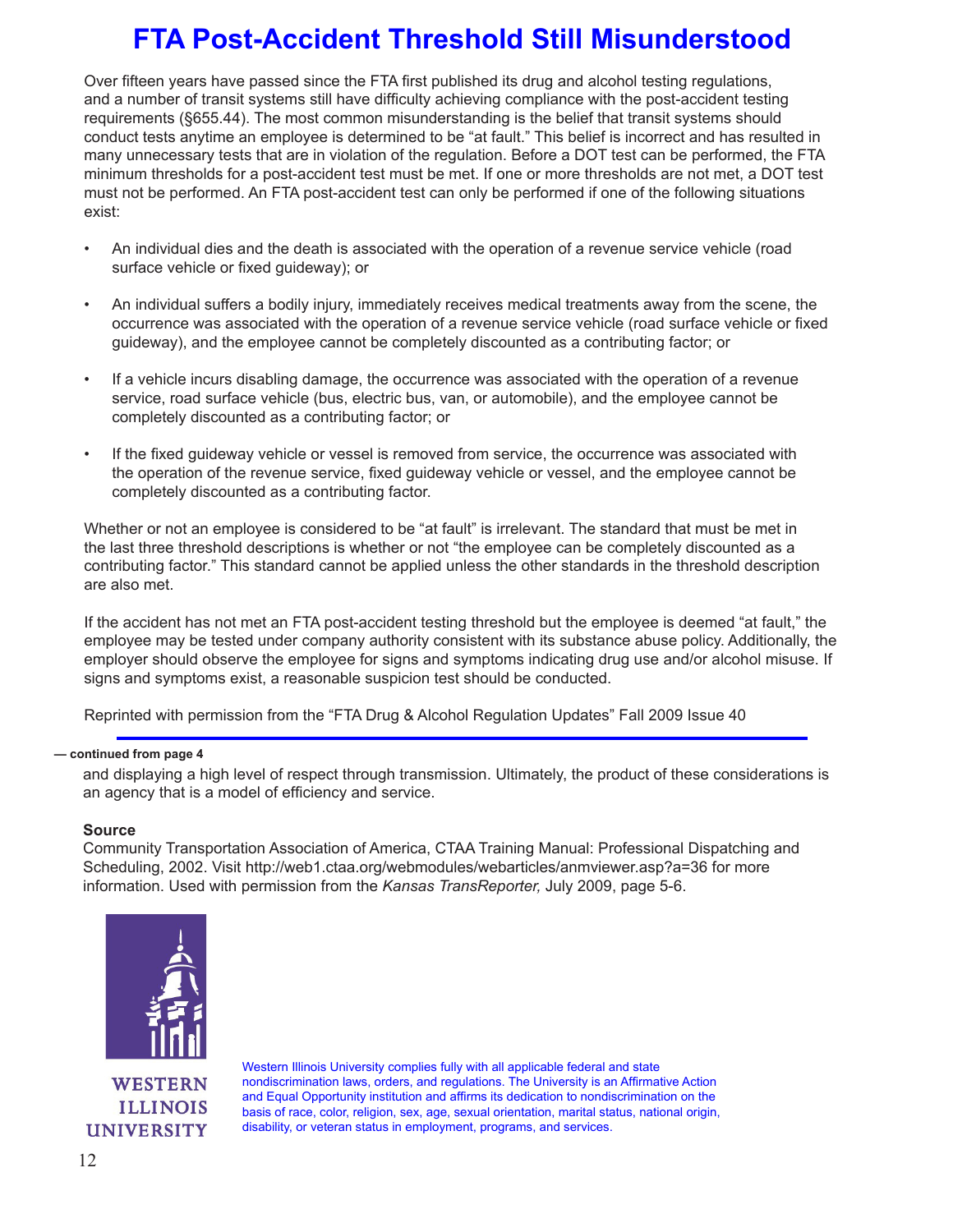# FTA Post-Accident Threshold Still Misunderstood

Over fifteen years have passed since the FTA first published its drug and alcohol testing regulations, and a number of transit systems still have difficulty achieving compliance with the post-accident testing requirements (§655.44). The most common misunderstanding is the belief that transit systems should conduct tests anytime an employee is determined to be "at fault." This belief is incorrect and has resulted in many unnecessary tests that are in violation of the regulation. Before a DOT test can be performed, the FTA minimum thresholds for a post-accident test must be met. If one or more thresholds are not met, a DOT test must not be performed. An FTA post-accident test can only be performed if one of the following situations exist:

- An individual dies and the death is associated with the operation of a revenue service vehicle (road surface vehicle or fixed guideway); or
- An individual suffers a bodily injury, immediately receives medical treatments away from the scene, the occurrence was associated with the operation of a revenue service vehicle (road surface vehicle or fixed guideway), and the employee cannot be completely discounted as a contributing factor; or
- If a vehicle incurs disabling damage, the occurrence was associated with the operation of a revenue service, road surface vehicle (bus, electric bus, van, or automobile), and the employee cannot be completely discounted as a contributing factor; or
- If the fixed guideway vehicle or vessel is removed from service, the occurrence was associated with the operation of the revenue service, fixed guideway vehicle or vessel, and the employee cannot be completely discounted as a contributing factor.

Whether or not an employee is considered to be "at fault" is irrelevant. The standard that must be met in the last three threshold descriptions is whether or not "the employee can be completely discounted as a contributing factor." This standard cannot be applied unless the other standards in the threshold description are also met.

If the accident has not met an FTA post-accident testing threshold but the employee is deemed "at fault," the employee may be tested under company authority consistent with its substance abuse policy. Additionally, the employer should observe the employee for signs and symptoms indicating drug use and/or alcohol misuse. If signs and symptoms exist, a reasonable suspicion test should be conducted.

Reprinted with permission from the "FTA Drug & Alcohol Regulation Updates" Fall 2009 Issue 40

**— continued from page 4**

and displaying a high level of respect through transmission. Ultimately, the product of these considerations is an agency that is a model of efficiency and service.

**Source**

Community Transportation Association of America, CTAA Training Manual: Professional Dispatching and Scheduling, 2002. Visit http://web1.ctaa.org/webmodules/webarticles/anmviewer.asp?a=36 for more information. Used with permission from the *Kansas TransReporter,* July 2009, page 5-6.

WESTERN ILLINOIS UNIVERSITY

Western Illinois University complies fully with all applicable federal and state nondiscrimination laws, orders, and regulations. The University is an Affirmative Action and Equal Opportunity institution and affirms its dedication to nondiscrimination on the basis of race, color, religion, sex, age, sexual orientation, marital status, national origin, disability, or veteran status in employment, programs, and services.